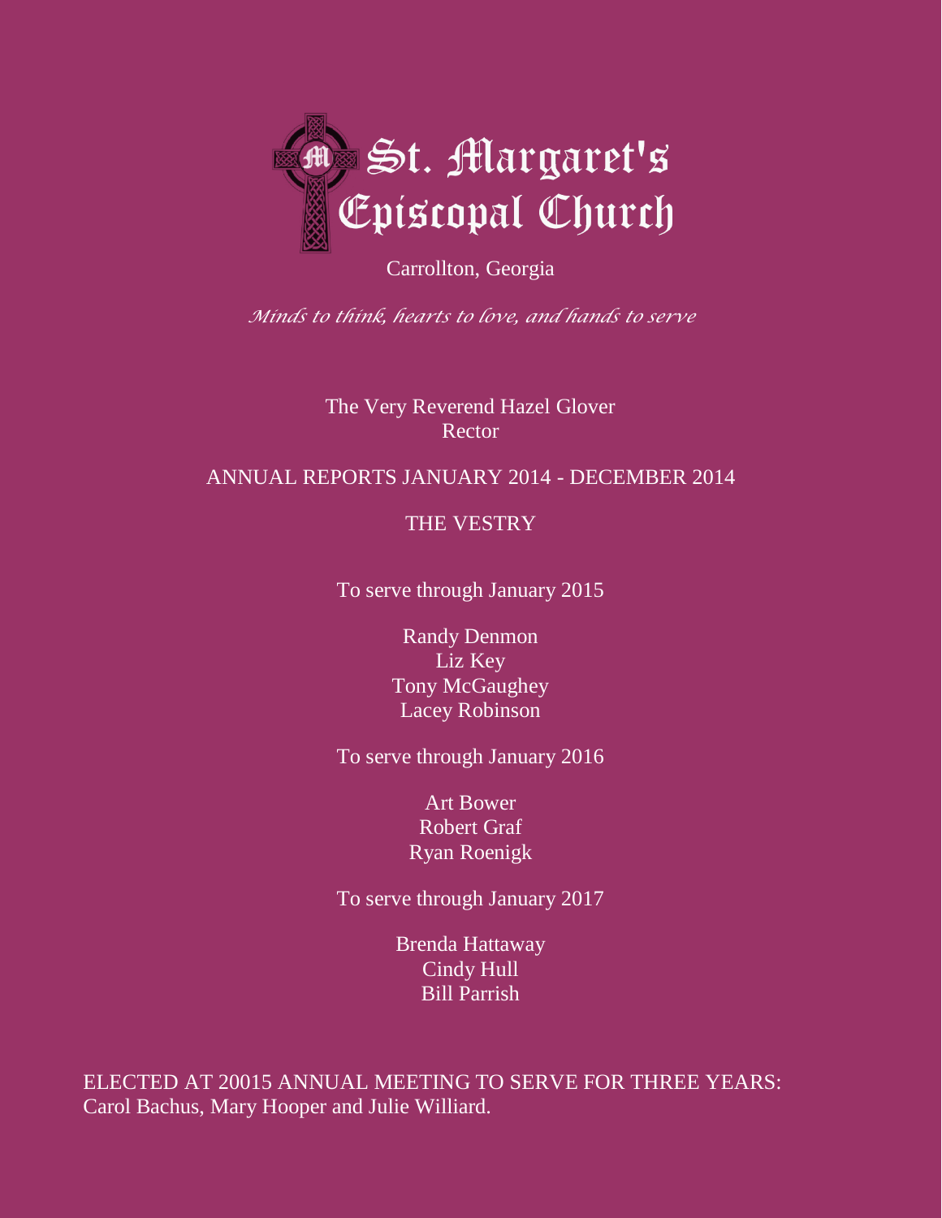# St. Margaret's Episcopal Church

Carrollton, Georgia

*Minds to think, hearts to love, and hands to serve*

The Very Reverend Hazel Glover
Rector

ANNUAL REPORTS JANUARY 2014 - DECEMBER 2014

## THE VESTRY

To serve through January 2015

Randy Denmon
Liz Key
Tony McGaughey
Lacey Robinson

To serve through January 2016

Art Bower
Robert Graf
Ryan Roenigk

To serve through January 2017

Brenda Hattaway
Cindy Hull
Bill Parrish

ELECTED AT 20015 ANNUAL MEETING TO SERVE FOR THREE YEARS: Carol Bachus, Mary Hooper and Julie Williard.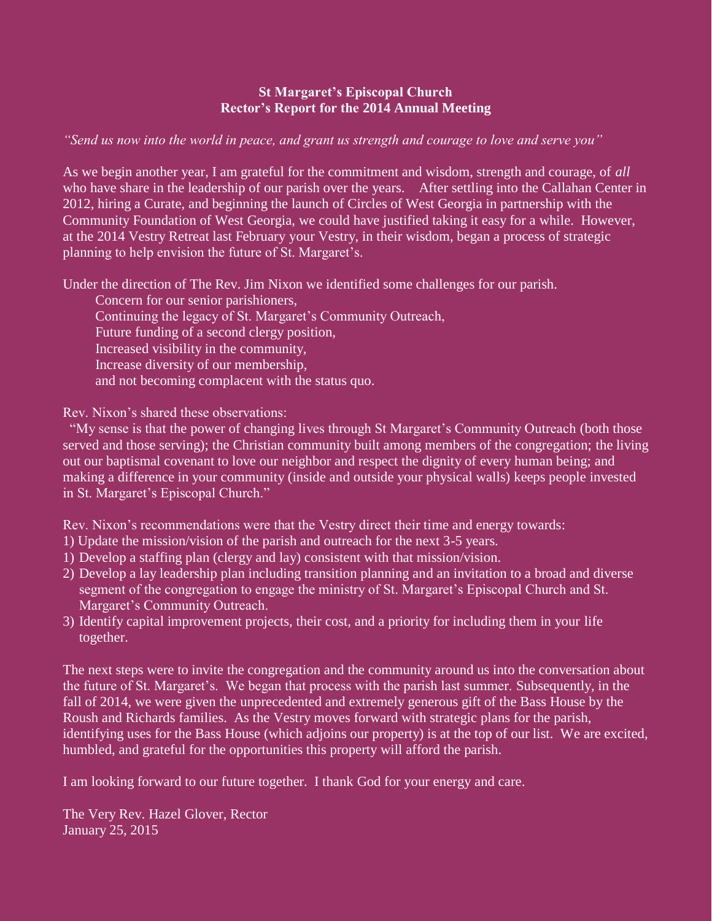**St Margaret's Episcopal Church**
**Rector's Report for the 2014 Annual Meeting**

*"Send us now into the world in peace, and grant us strength and courage to love and serve you"*

As we begin another year, I am grateful for the commitment and wisdom, strength and courage, of *all* who have share in the leadership of our parish over the years. After settling into the Callahan Center in 2012, hiring a Curate, and beginning the launch of Circles of West Georgia in partnership with the Community Foundation of West Georgia, we could have justified taking it easy for a while. However, at the 2014 Vestry Retreat last February your Vestry, in their wisdom, began a process of strategic planning to help envision the future of St. Margaret's.

Under the direction of The Rev. Jim Nixon we identified some challenges for our parish.

Concern for our senior parishioners,
Continuing the legacy of St. Margaret's Community Outreach,
Future funding of a second clergy position,
Increased visibility in the community,
Increase diversity of our membership,
and not becoming complacent with the status quo.

Rev. Nixon's shared these observations:

"My sense is that the power of changing lives through St Margaret's Community Outreach (both those served and those serving); the Christian community built among members of the congregation; the living out our baptismal covenant to love our neighbor and respect the dignity of every human being; and making a difference in your community (inside and outside your physical walls) keeps people invested in St. Margaret's Episcopal Church."

Rev. Nixon's recommendations were that the Vestry direct their time and energy towards:

1) Update the mission/vision of the parish and outreach for the next 3-5 years.
1) Develop a staffing plan (clergy and lay) consistent with that mission/vision.
2) Develop a lay leadership plan including transition planning and an invitation to a broad and diverse segment of the congregation to engage the ministry of St. Margaret's Episcopal Church and St. Margaret's Community Outreach.
3) Identify capital improvement projects, their cost, and a priority for including them in your life together.

The next steps were to invite the congregation and the community around us into the conversation about the future of St. Margaret's. We began that process with the parish last summer. Subsequently, in the fall of 2014, we were given the unprecedented and extremely generous gift of the Bass House by the Roush and Richards families. As the Vestry moves forward with strategic plans for the parish, identifying uses for the Bass House (which adjoins our property) is at the top of our list. We are excited, humbled, and grateful for the opportunities this property will afford the parish.

I am looking forward to our future together. I thank God for your energy and care.

The Very Rev. Hazel Glover, Rector
January 25, 2015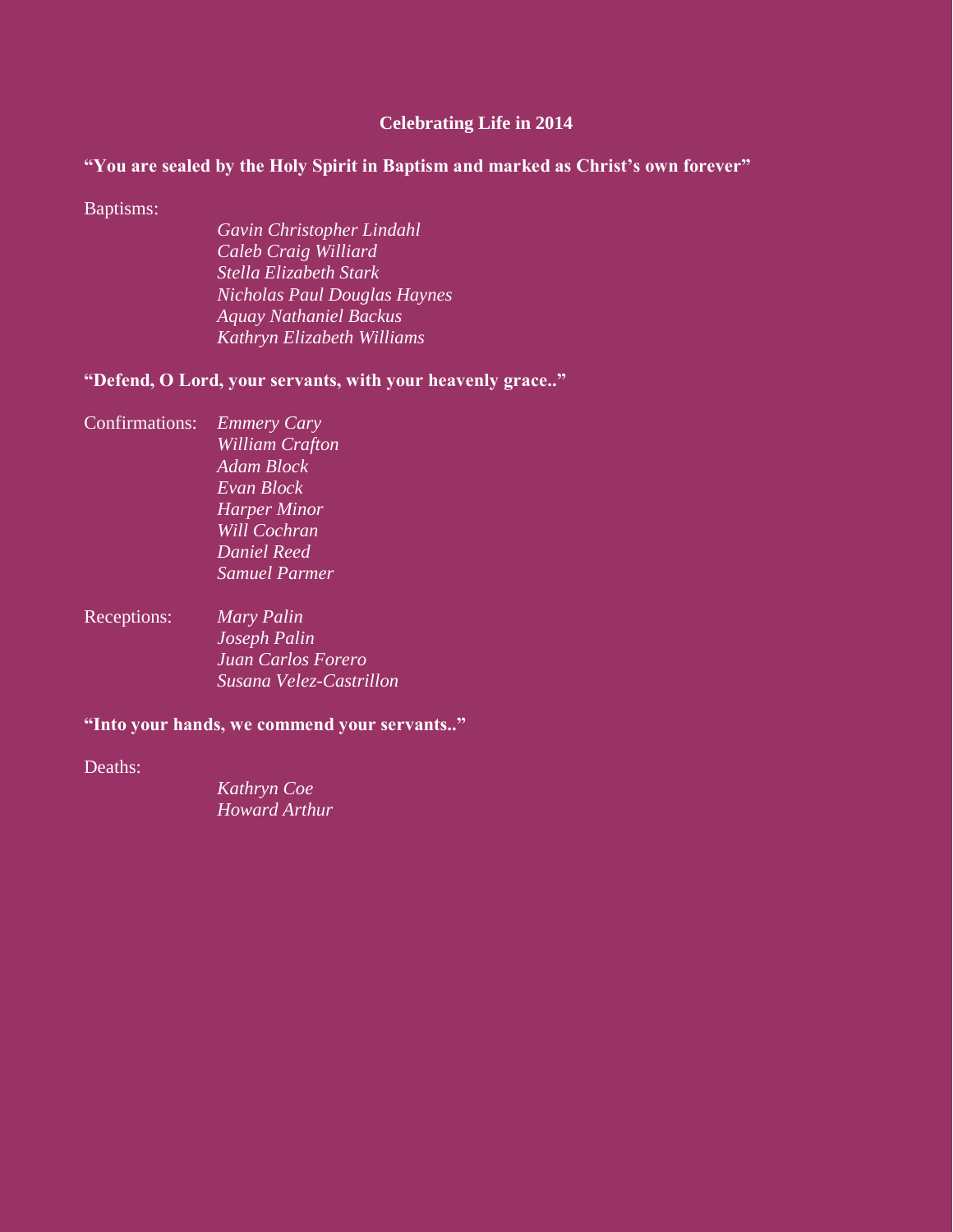# Celebrating Life in 2014

**"You are sealed by the Holy Spirit in Baptism and marked as Christ's own forever"**

Baptisms:

*Gavin Christopher Lindahl*
*Caleb Craig Williard*
*Stella Elizabeth Stark*
*Nicholas Paul Douglas Haynes*
*Aquay Nathaniel Backus*
*Kathryn Elizabeth Williams*

**"Defend, O Lord, your servants, with your heavenly grace.."**

Confirmations:

*Emmery Cary*
*William Crafton*
*Adam Block*
*Evan Block*
*Harper Minor*
*Will Cochran*
*Daniel Reed*
*Samuel Parmer*

Receptions:

*Mary Palin*
*Joseph Palin*
*Juan Carlos Forero*
*Susana Velez-Castrillon*

**"Into your hands, we commend your servants.."**

Deaths:

*Kathryn Coe*
*Howard Arthur*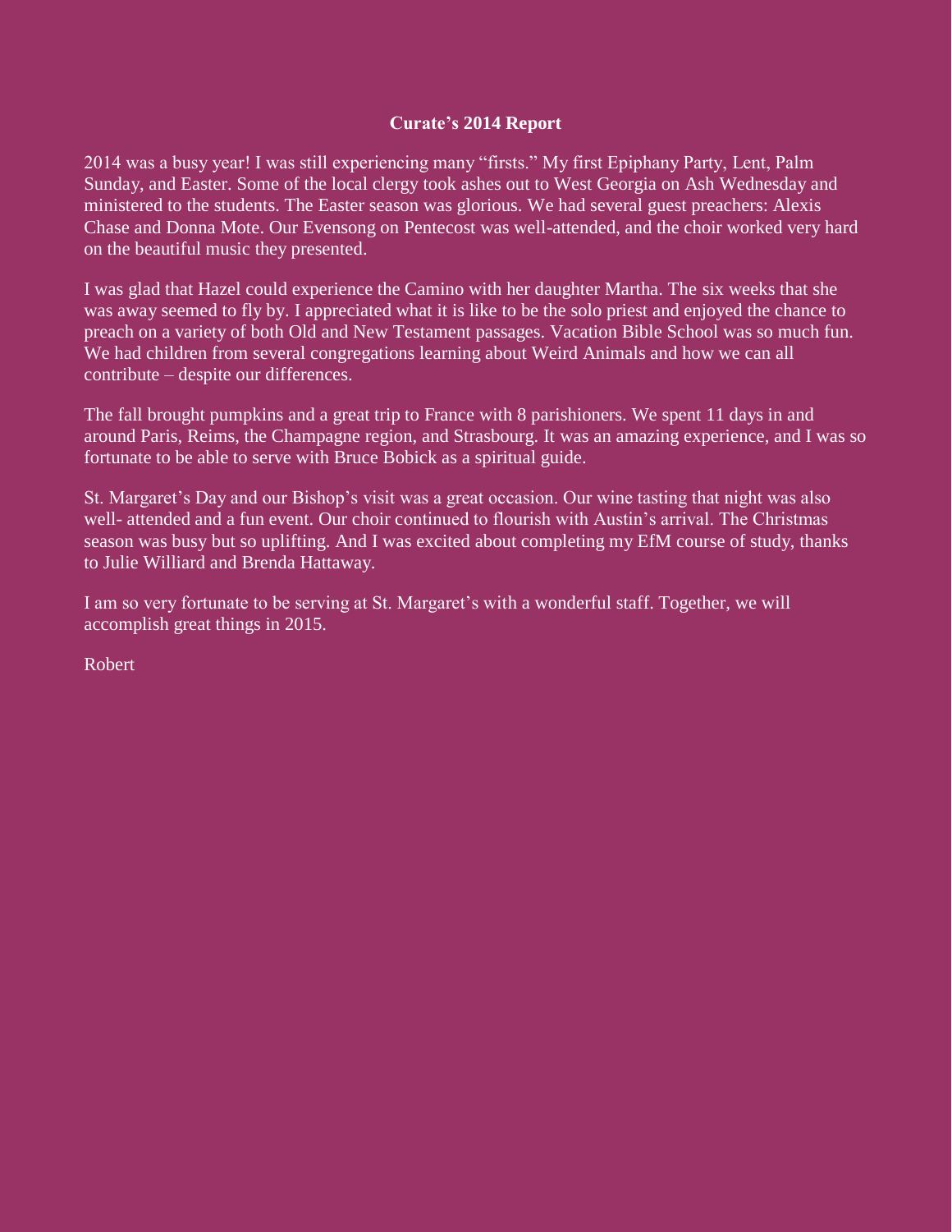## Curate's 2014 Report

2014 was a busy year! I was still experiencing many "firsts." My first Epiphany Party, Lent, Palm Sunday, and Easter. Some of the local clergy took ashes out to West Georgia on Ash Wednesday and ministered to the students. The Easter season was glorious. We had several guest preachers: Alexis Chase and Donna Mote. Our Evensong on Pentecost was well-attended, and the choir worked very hard on the beautiful music they presented.

I was glad that Hazel could experience the Camino with her daughter Martha. The six weeks that she was away seemed to fly by. I appreciated what it is like to be the solo priest and enjoyed the chance to preach on a variety of both Old and New Testament passages. Vacation Bible School was so much fun. We had children from several congregations learning about Weird Animals and how we can all contribute – despite our differences.

The fall brought pumpkins and a great trip to France with 8 parishioners. We spent 11 days in and around Paris, Reims, the Champagne region, and Strasbourg. It was an amazing experience, and I was so fortunate to be able to serve with Bruce Bobick as a spiritual guide.

St. Margaret's Day and our Bishop's visit was a great occasion. Our wine tasting that night was also well- attended and a fun event. Our choir continued to flourish with Austin's arrival. The Christmas season was busy but so uplifting. And I was excited about completing my EfM course of study, thanks to Julie Williard and Brenda Hattaway.

I am so very fortunate to be serving at St. Margaret's with a wonderful staff. Together, we will accomplish great things in 2015.

Robert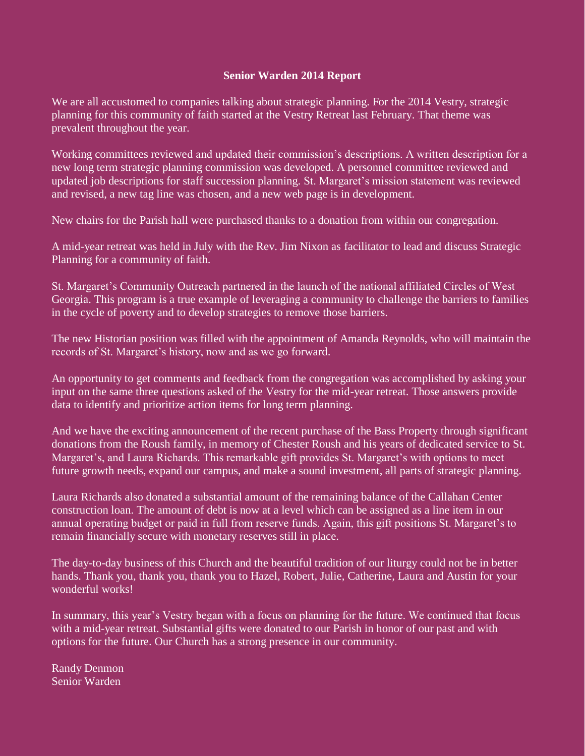## Senior Warden 2014 Report

We are all accustomed to companies talking about strategic planning. For the 2014 Vestry, strategic planning for this community of faith started at the Vestry Retreat last February. That theme was prevalent throughout the year.

Working committees reviewed and updated their commission's descriptions. A written description for a new long term strategic planning commission was developed. A personnel committee reviewed and updated job descriptions for staff succession planning. St. Margaret's mission statement was reviewed and revised, a new tag line was chosen, and a new web page is in development.

New chairs for the Parish hall were purchased thanks to a donation from within our congregation.

A mid-year retreat was held in July with the Rev. Jim Nixon as facilitator to lead and discuss Strategic Planning for a community of faith.

St. Margaret's Community Outreach partnered in the launch of the national affiliated Circles of West Georgia. This program is a true example of leveraging a community to challenge the barriers to families in the cycle of poverty and to develop strategies to remove those barriers.

The new Historian position was filled with the appointment of Amanda Reynolds, who will maintain the records of St. Margaret's history, now and as we go forward.

An opportunity to get comments and feedback from the congregation was accomplished by asking your input on the same three questions asked of the Vestry for the mid-year retreat. Those answers provide data to identify and prioritize action items for long term planning.

And we have the exciting announcement of the recent purchase of the Bass Property through significant donations from the Roush family, in memory of Chester Roush and his years of dedicated service to St. Margaret's, and Laura Richards. This remarkable gift provides St. Margaret's with options to meet future growth needs, expand our campus, and make a sound investment, all parts of strategic planning.

Laura Richards also donated a substantial amount of the remaining balance of the Callahan Center construction loan. The amount of debt is now at a level which can be assigned as a line item in our annual operating budget or paid in full from reserve funds. Again, this gift positions St. Margaret's to remain financially secure with monetary reserves still in place.

The day-to-day business of this Church and the beautiful tradition of our liturgy could not be in better hands. Thank you, thank you, thank you to Hazel, Robert, Julie, Catherine, Laura and Austin for your wonderful works!

In summary, this year's Vestry began with a focus on planning for the future. We continued that focus with a mid-year retreat. Substantial gifts were donated to our Parish in honor of our past and with options for the future. Our Church has a strong presence in our community.

Randy Denmon  
Senior Warden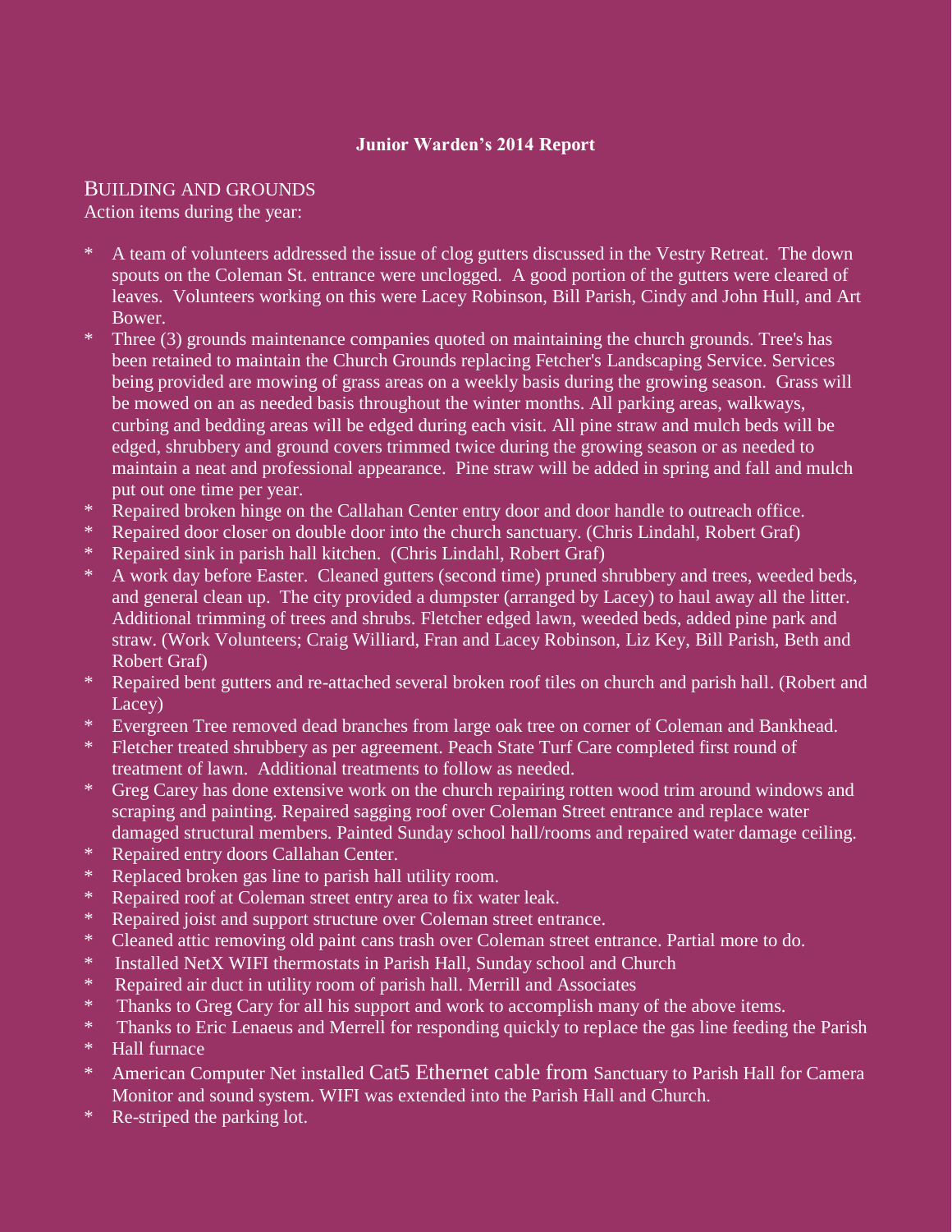**Junior Warden's 2014 Report**

BUILDING AND GROUNDS

Action items during the year:

* A team of volunteers addressed the issue of clog gutters discussed in the Vestry Retreat. The down spouts on the Coleman St. entrance were unclogged. A good portion of the gutters were cleared of leaves. Volunteers working on this were Lacey Robinson, Bill Parish, Cindy and John Hull, and Art Bower.
* Three (3) grounds maintenance companies quoted on maintaining the church grounds. Tree's has been retained to maintain the Church Grounds replacing Fetcher's Landscaping Service. Services being provided are mowing of grass areas on a weekly basis during the growing season. Grass will be mowed on an as needed basis throughout the winter months. All parking areas, walkways, curbing and bedding areas will be edged during each visit. All pine straw and mulch beds will be edged, shrubbery and ground covers trimmed twice during the growing season or as needed to maintain a neat and professional appearance. Pine straw will be added in spring and fall and mulch put out one time per year.
* Repaired broken hinge on the Callahan Center entry door and door handle to outreach office.
* Repaired door closer on double door into the church sanctuary. (Chris Lindahl, Robert Graf)
* Repaired sink in parish hall kitchen. (Chris Lindahl, Robert Graf)
* A work day before Easter. Cleaned gutters (second time) pruned shrubbery and trees, weeded beds, and general clean up. The city provided a dumpster (arranged by Lacey) to haul away all the litter. Additional trimming of trees and shrubs. Fletcher edged lawn, weeded beds, added pine park and straw. (Work Volunteers; Craig Williard, Fran and Lacey Robinson, Liz Key, Bill Parish, Beth and Robert Graf)
* Repaired bent gutters and re-attached several broken roof tiles on church and parish hall. (Robert and Lacey)
* Evergreen Tree removed dead branches from large oak tree on corner of Coleman and Bankhead.
* Fletcher treated shrubbery as per agreement. Peach State Turf Care completed first round of treatment of lawn. Additional treatments to follow as needed.
* Greg Carey has done extensive work on the church repairing rotten wood trim around windows and scraping and painting. Repaired sagging roof over Coleman Street entrance and replace water damaged structural members. Painted Sunday school hall/rooms and repaired water damage ceiling.
* Repaired entry doors Callahan Center.
* Replaced broken gas line to parish hall utility room.
* Repaired roof at Coleman street entry area to fix water leak.
* Repaired joist and support structure over Coleman street entrance.
* Cleaned attic removing old paint cans trash over Coleman street entrance. Partial more to do.
* Installed NetX WIFI thermostats in Parish Hall, Sunday school and Church
* Repaired air duct in utility room of parish hall. Merrill and Associates
* Thanks to Greg Cary for all his support and work to accomplish many of the above items.
* Thanks to Eric Lenaeus and Merrell for responding quickly to replace the gas line feeding the Parish
* Hall furnace
* American Computer Net installed Cat5 Ethernet cable from Sanctuary to Parish Hall for Camera Monitor and sound system. WIFI was extended into the Parish Hall and Church.
* Re-striped the parking lot.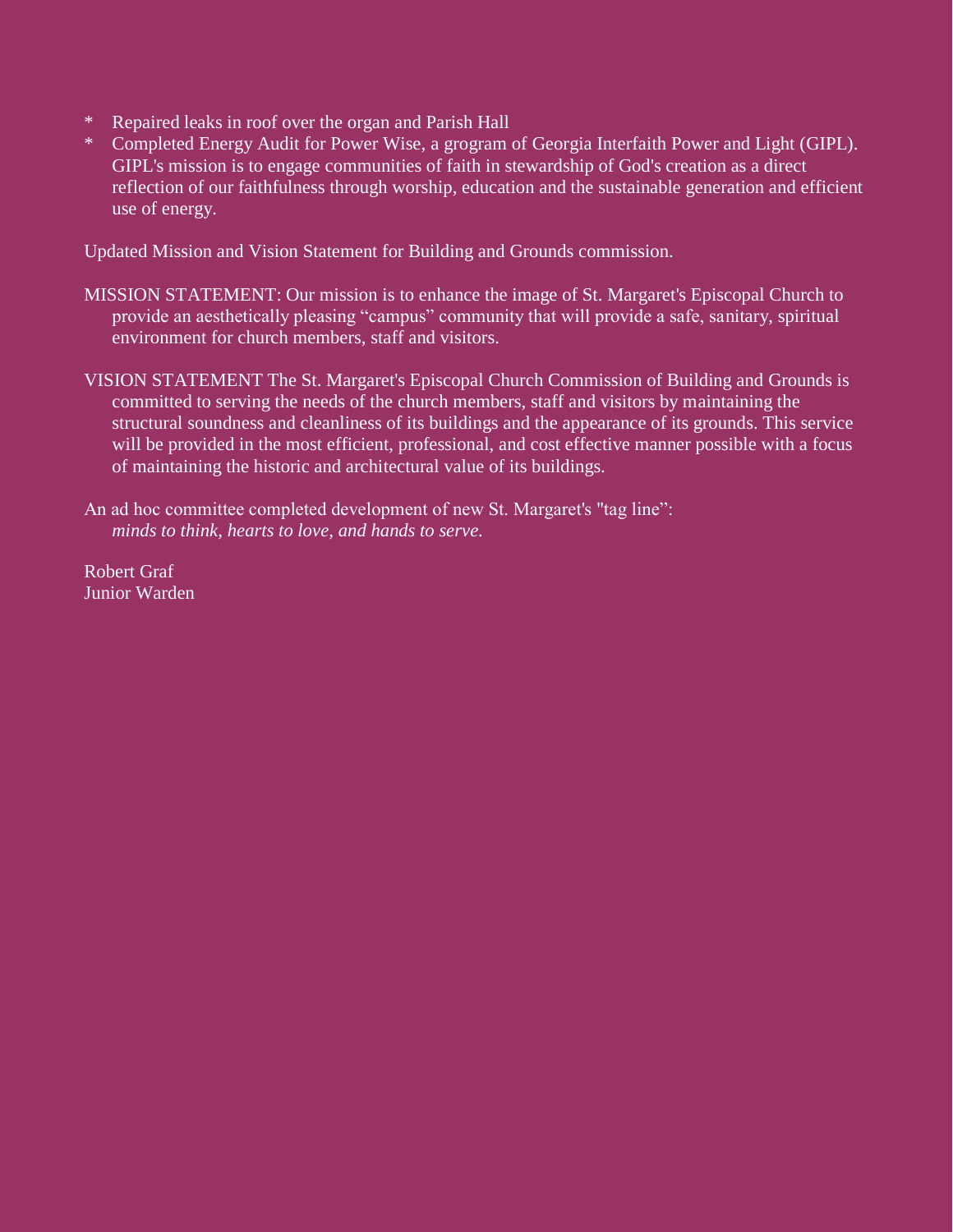* Repaired leaks in roof over the organ and Parish Hall
* Completed Energy Audit for Power Wise, a grogram of Georgia Interfaith Power and Light (GIPL). GIPL's mission is to engage communities of faith in stewardship of God's creation as a direct reflection of our faithfulness through worship, education and the sustainable generation and efficient use of energy.

Updated Mission and Vision Statement for Building and Grounds commission.

MISSION STATEMENT: Our mission is to enhance the image of St. Margaret's Episcopal Church to provide an aesthetically pleasing "campus" community that will provide a safe, sanitary, spiritual environment for church members, staff and visitors.

VISION STATEMENT The St. Margaret's Episcopal Church Commission of Building and Grounds is committed to serving the needs of the church members, staff and visitors by maintaining the structural soundness and cleanliness of its buildings and the appearance of its grounds. This service will be provided in the most efficient, professional, and cost effective manner possible with a focus of maintaining the historic and architectural value of its buildings.

An ad hoc committee completed development of new St. Margaret's "tag line":
*minds to think, hearts to love, and hands to serve.*

Robert Graf
Junior Warden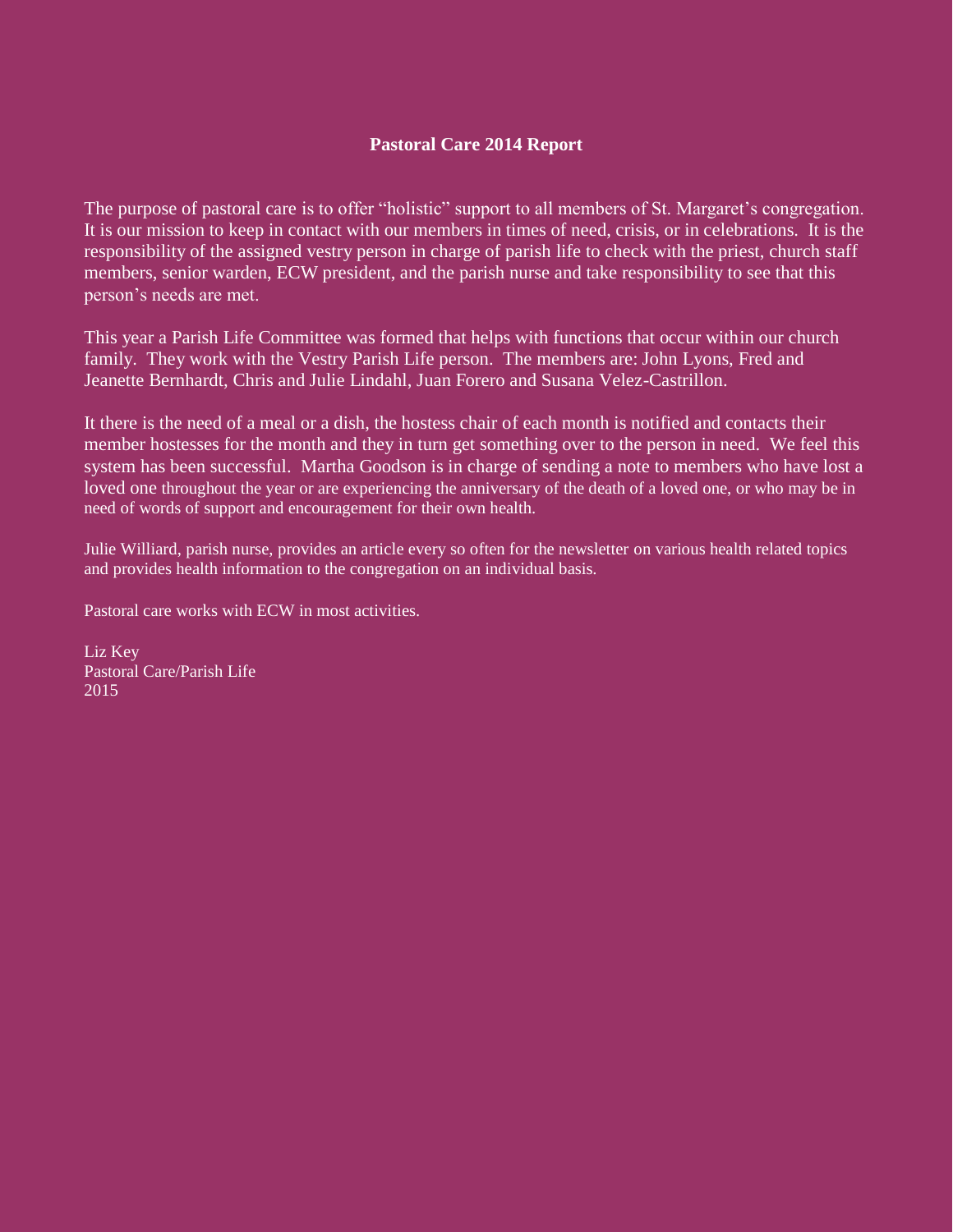**Pastoral Care 2014 Report**

The purpose of pastoral care is to offer "holistic" support to all members of St. Margaret's congregation. It is our mission to keep in contact with our members in times of need, crisis, or in celebrations. It is the responsibility of the assigned vestry person in charge of parish life to check with the priest, church staff members, senior warden, ECW president, and the parish nurse and take responsibility to see that this person's needs are met.

This year a Parish Life Committee was formed that helps with functions that occur within our church family. They work with the Vestry Parish Life person. The members are: John Lyons, Fred and Jeanette Bernhardt, Chris and Julie Lindahl, Juan Forero and Susana Velez-Castrillon.

It there is the need of a meal or a dish, the hostess chair of each month is notified and contacts their member hostesses for the month and they in turn get something over to the person in need. We feel this system has been successful. Martha Goodson is in charge of sending a note to members who have lost a loved one throughout the year or are experiencing the anniversary of the death of a loved one, or who may be in need of words of support and encouragement for their own health.

Julie Williard, parish nurse, provides an article every so often for the newsletter on various health related topics and provides health information to the congregation on an individual basis.

Pastoral care works with ECW in most activities.

Liz Key
Pastoral Care/Parish Life
2015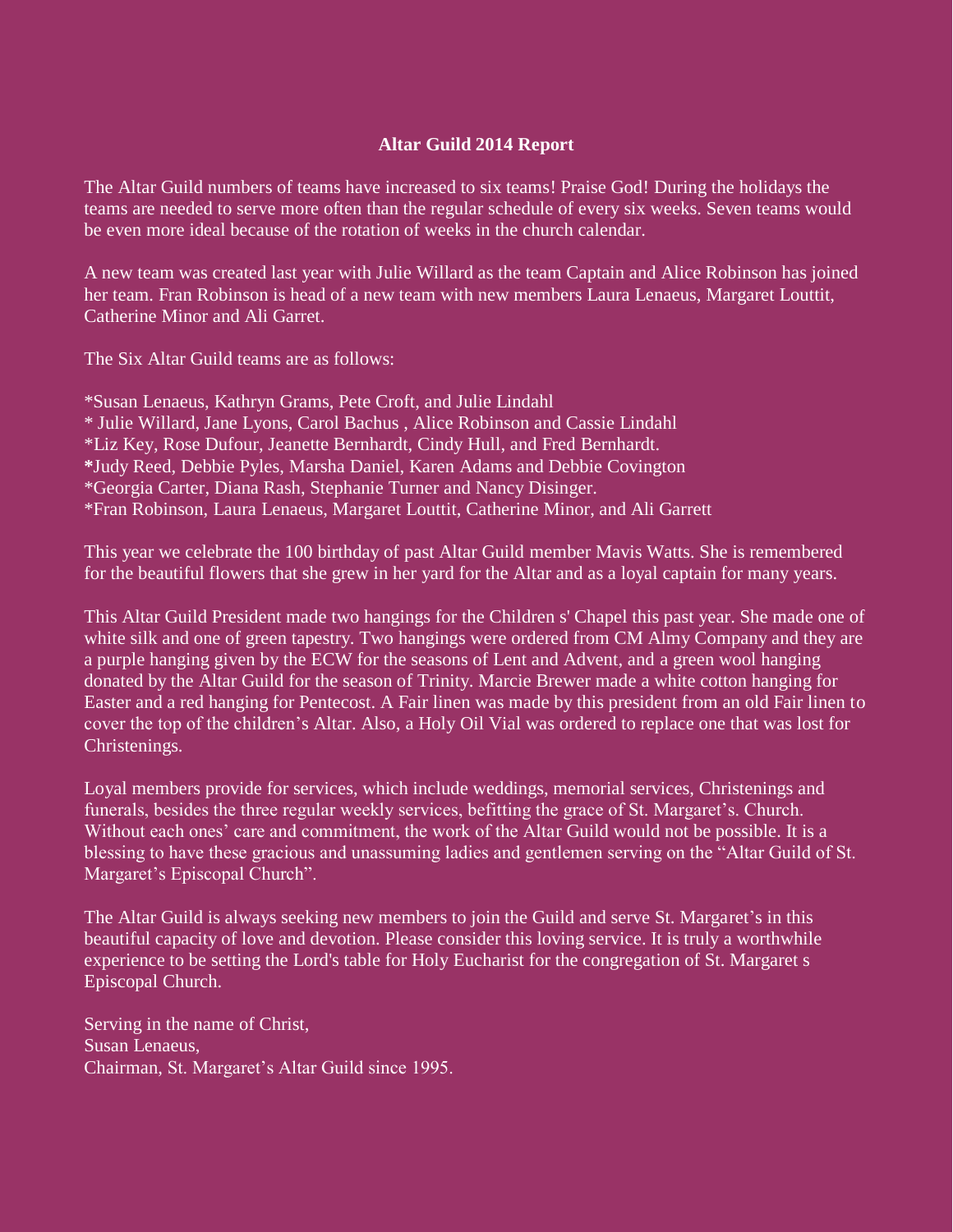**Altar Guild 2014 Report**

The Altar Guild numbers of teams have increased to six teams! Praise God! During the holidays the teams are needed to serve more often than the regular schedule of every six weeks. Seven teams would be even more ideal because of the rotation of weeks in the church calendar.

A new team was created last year with Julie Willard as the team Captain and Alice Robinson has joined her team. Fran Robinson is head of a new team with new members Laura Lenaeus, Margaret Louttit, Catherine Minor and Ali Garret.

The Six Altar Guild teams are as follows:

*Susan Lenaeus, Kathryn Grams, Pete Croft, and Julie Lindahl
* Julie Willard, Jane Lyons, Carol Bachus , Alice Robinson and Cassie Lindahl
*Liz Key, Rose Dufour, Jeanette Bernhardt, Cindy Hull, and Fred Bernhardt.
***Judy Reed, Debbie Pyles, Marsha Daniel, Karen Adams and Debbie Covington
*Georgia Carter, Diana Rash, Stephanie Turner and Nancy Disinger.
*Fran Robinson, Laura Lenaeus, Margaret Louttit, Catherine Minor, and Ali Garrett

This year we celebrate the 100 birthday of past Altar Guild member Mavis Watts. She is remembered for the beautiful flowers that she grew in her yard for the Altar and as a loyal captain for many years.

This Altar Guild President made two hangings for the Children s' Chapel this past year. She made one of white silk and one of green tapestry. Two hangings were ordered from CM Almy Company and they are a purple hanging given by the ECW for the seasons of Lent and Advent, and a green wool hanging donated by the Altar Guild for the season of Trinity. Marcie Brewer made a white cotton hanging for Easter and a red hanging for Pentecost. A Fair linen was made by this president from an old Fair linen to cover the top of the children's Altar. Also, a Holy Oil Vial was ordered to replace one that was lost for Christenings.

Loyal members provide for services, which include weddings, memorial services, Christenings and funerals, besides the three regular weekly services, befitting the grace of St. Margaret's. Church. Without each ones' care and commitment, the work of the Altar Guild would not be possible. It is a blessing to have these gracious and unassuming ladies and gentlemen serving on the "Altar Guild of St. Margaret's Episcopal Church".

The Altar Guild is always seeking new members to join the Guild and serve St. Margaret's in this beautiful capacity of love and devotion. Please consider this loving service. It is truly a worthwhile experience to be setting the Lord's table for Holy Eucharist for the congregation of St. Margaret s Episcopal Church.

Serving in the name of Christ,
Susan Lenaeus,
Chairman, St. Margaret's Altar Guild since 1995.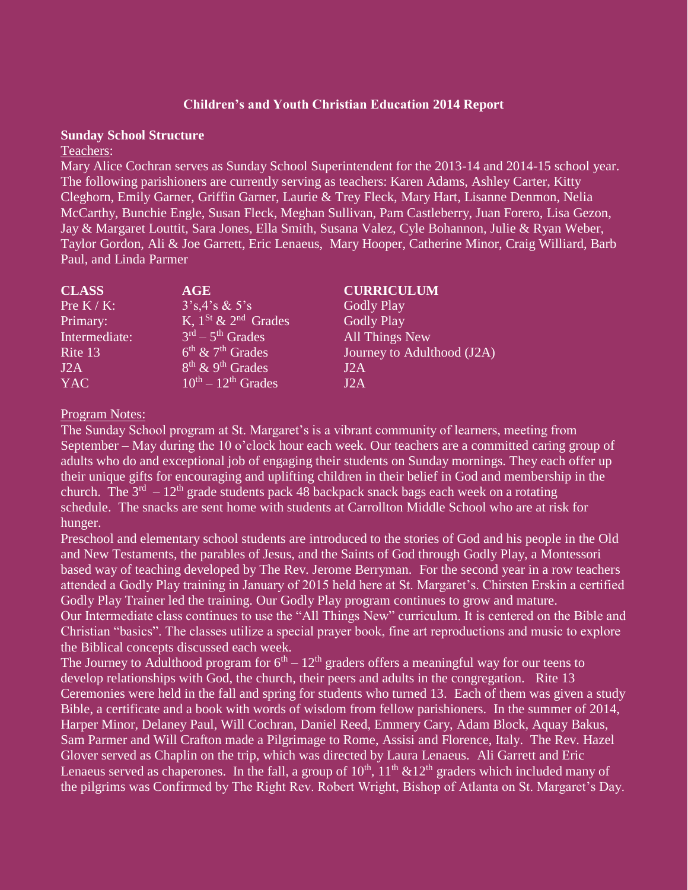## Children's and Youth Christian Education 2014 Report

### Sunday School Structure

Teachers:

Mary Alice Cochran serves as Sunday School Superintendent for the 2013-14 and 2014-15 school year. The following parishioners are currently serving as teachers: Karen Adams, Ashley Carter, Kitty Cleghorn, Emily Garner, Griffin Garner, Laurie & Trey Fleck, Mary Hart, Lisanne Denmon, Nelia McCarthy, Bunchie Engle, Susan Fleck, Meghan Sullivan, Pam Castleberry, Juan Forero, Lisa Gezon, Jay & Margaret Louttit, Sara Jones, Ella Smith, Susana Valez, Cyle Bohannon, Julie & Ryan Weber, Taylor Gordon, Ali & Joe Garrett, Eric Lenaeus, Mary Hooper, Catherine Minor, Craig Williard, Barb Paul, and Linda Parmer

| CLASS | AGE | CURRICULUM |
|---|---|---|
| Pre K / K: | 3's,4's & 5's | Godly Play |
| Primary: | K, 1st & 2nd Grades | Godly Play |
| Intermediate: | 3rd – 5th Grades | All Things New |
| Rite 13 | 6th & 7th Grades | Journey to Adulthood (J2A) |
| J2A | 8th & 9th Grades | J2A |
| YAC | 10th – 12th Grades | J2A |

Program Notes:

The Sunday School program at St. Margaret's is a vibrant community of learners, meeting from September – May during the 10 o'clock hour each week. Our teachers are a committed caring group of adults who do and exceptional job of engaging their students on Sunday mornings. They each offer up their unique gifts for encouraging and uplifting children in their belief in God and membership in the church. The 3rd – 12th grade students pack 48 backpack snack bags each week on a rotating schedule. The snacks are sent home with students at Carrollton Middle School who are at risk for hunger.

Preschool and elementary school students are introduced to the stories of God and his people in the Old and New Testaments, the parables of Jesus, and the Saints of God through Godly Play, a Montessori based way of teaching developed by The Rev. Jerome Berryman. For the second year in a row teachers attended a Godly Play training in January of 2015 held here at St. Margaret's. Chirsten Erskin a certified Godly Play Trainer led the training. Our Godly Play program continues to grow and mature.

Our Intermediate class continues to use the "All Things New" curriculum. It is centered on the Bible and Christian "basics". The classes utilize a special prayer book, fine art reproductions and music to explore the Biblical concepts discussed each week.

The Journey to Adulthood program for 6th – 12th graders offers a meaningful way for our teens to develop relationships with God, the church, their peers and adults in the congregation. Rite 13 Ceremonies were held in the fall and spring for students who turned 13. Each of them was given a study Bible, a certificate and a book with words of wisdom from fellow parishioners. In the summer of 2014, Harper Minor, Delaney Paul, Will Cochran, Daniel Reed, Emmery Cary, Adam Block, Aquay Bakus, Sam Parmer and Will Crafton made a Pilgrimage to Rome, Assisi and Florence, Italy. The Rev. Hazel Glover served as Chaplin on the trip, which was directed by Laura Lenaeus. Ali Garrett and Eric Lenaeus served as chaperones. In the fall, a group of 10th, 11th &12th graders which included many of the pilgrims was Confirmed by The Right Rev. Robert Wright, Bishop of Atlanta on St. Margaret's Day.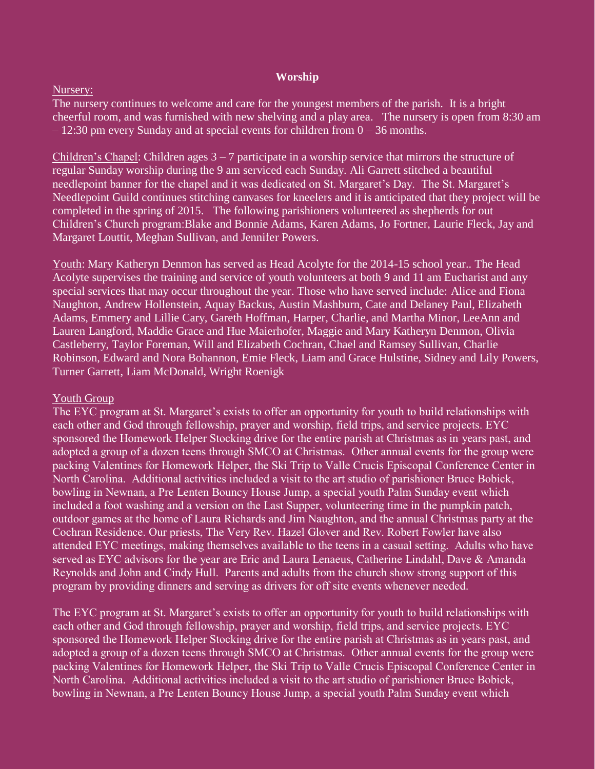## Worship

Nursery:

The nursery continues to welcome and care for the youngest members of the parish. It is a bright cheerful room, and was furnished with new shelving and a play area. The nursery is open from 8:30 am – 12:30 pm every Sunday and at special events for children from 0 – 36 months.

Children's Chapel: Children ages 3 – 7 participate in a worship service that mirrors the structure of regular Sunday worship during the 9 am serviced each Sunday. Ali Garrett stitched a beautiful needlepoint banner for the chapel and it was dedicated on St. Margaret's Day. The St. Margaret's Needlepoint Guild continues stitching canvases for kneelers and it is anticipated that they project will be completed in the spring of 2015. The following parishioners volunteered as shepherds for out Children's Church program:Blake and Bonnie Adams, Karen Adams, Jo Fortner, Laurie Fleck, Jay and Margaret Louttit, Meghan Sullivan, and Jennifer Powers.

Youth: Mary Katheryn Denmon has served as Head Acolyte for the 2014-15 school year.. The Head Acolyte supervises the training and service of youth volunteers at both 9 and 11 am Eucharist and any special services that may occur throughout the year. Those who have served include: Alice and Fiona Naughton, Andrew Hollenstein, Aquay Backus, Austin Mashburn, Cate and Delaney Paul, Elizabeth Adams, Emmery and Lillie Cary, Gareth Hoffman, Harper, Charlie, and Martha Minor, LeeAnn and Lauren Langford, Maddie Grace and Hue Maierhofer, Maggie and Mary Katheryn Denmon, Olivia Castleberry, Taylor Foreman, Will and Elizabeth Cochran, Chael and Ramsey Sullivan, Charlie Robinson, Edward and Nora Bohannon, Emie Fleck, Liam and Grace Hulstine, Sidney and Lily Powers, Turner Garrett, Liam McDonald, Wright Roenigk

Youth Group

The EYC program at St. Margaret's exists to offer an opportunity for youth to build relationships with each other and God through fellowship, prayer and worship, field trips, and service projects. EYC sponsored the Homework Helper Stocking drive for the entire parish at Christmas as in years past, and adopted a group of a dozen teens through SMCO at Christmas. Other annual events for the group were packing Valentines for Homework Helper, the Ski Trip to Valle Crucis Episcopal Conference Center in North Carolina. Additional activities included a visit to the art studio of parishioner Bruce Bobick, bowling in Newnan, a Pre Lenten Bouncy House Jump, a special youth Palm Sunday event which included a foot washing and a version on the Last Supper, volunteering time in the pumpkin patch, outdoor games at the home of Laura Richards and Jim Naughton, and the annual Christmas party at the Cochran Residence. Our priests, The Very Rev. Hazel Glover and Rev. Robert Fowler have also attended EYC meetings, making themselves available to the teens in a casual setting. Adults who have served as EYC advisors for the year are Eric and Laura Lenaeus, Catherine Lindahl, Dave & Amanda Reynolds and John and Cindy Hull. Parents and adults from the church show strong support of this program by providing dinners and serving as drivers for off site events whenever needed.

The EYC program at St. Margaret's exists to offer an opportunity for youth to build relationships with each other and God through fellowship, prayer and worship, field trips, and service projects. EYC sponsored the Homework Helper Stocking drive for the entire parish at Christmas as in years past, and adopted a group of a dozen teens through SMCO at Christmas. Other annual events for the group were packing Valentines for Homework Helper, the Ski Trip to Valle Crucis Episcopal Conference Center in North Carolina. Additional activities included a visit to the art studio of parishioner Bruce Bobick, bowling in Newnan, a Pre Lenten Bouncy House Jump, a special youth Palm Sunday event which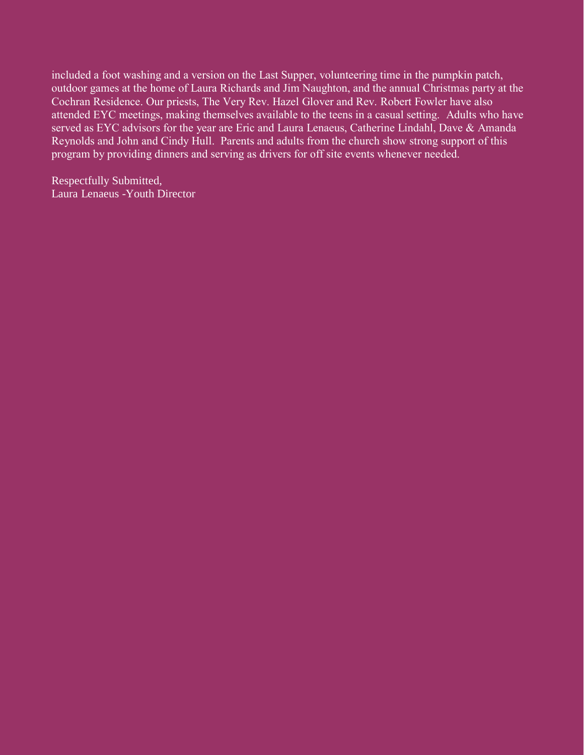included a foot washing and a version on the Last Supper, volunteering time in the pumpkin patch, outdoor games at the home of Laura Richards and Jim Naughton, and the annual Christmas party at the Cochran Residence. Our priests, The Very Rev. Hazel Glover and Rev. Robert Fowler have also attended EYC meetings, making themselves available to the teens in a casual setting. Adults who have served as EYC advisors for the year are Eric and Laura Lenaeus, Catherine Lindahl, Dave & Amanda Reynolds and John and Cindy Hull. Parents and adults from the church show strong support of this program by providing dinners and serving as drivers for off site events whenever needed.

Respectfully Submitted,
Laura Lenaeus -Youth Director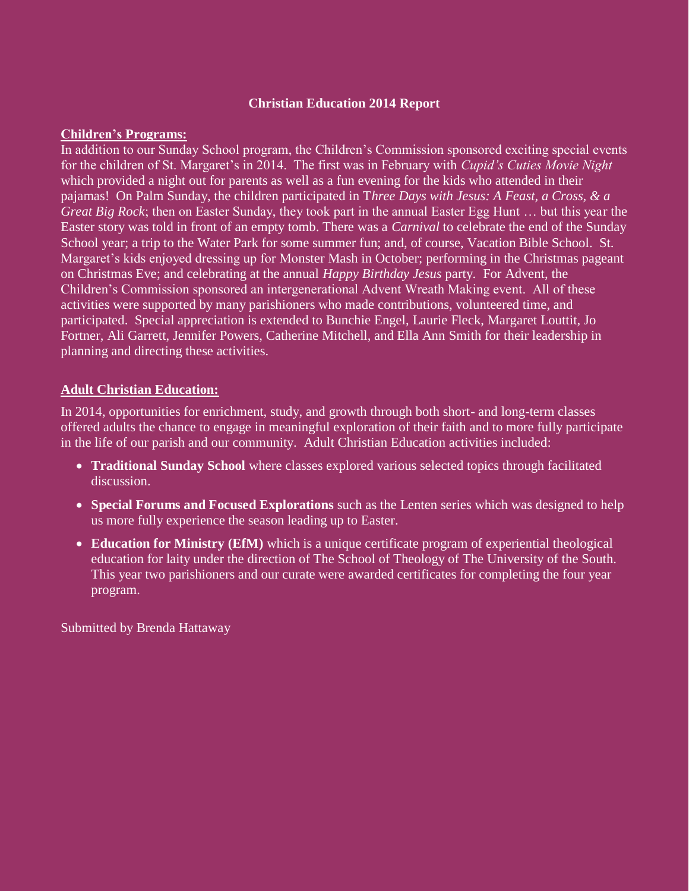# Christian Education 2014 Report

**Children's Programs:**

In addition to our Sunday School program, the Children's Commission sponsored exciting special events for the children of St. Margaret's in 2014. The first was in February with *Cupid's Cuties Movie Night* which provided a night out for parents as well as a fun evening for the kids who attended in their pajamas! On Palm Sunday, the children participated in T*hree Days with Jesus: A Feast, a Cross, & a Great Big Rock*; then on Easter Sunday, they took part in the annual Easter Egg Hunt … but this year the Easter story was told in front of an empty tomb. There was a *Carnival* to celebrate the end of the Sunday School year; a trip to the Water Park for some summer fun; and, of course, Vacation Bible School. St. Margaret's kids enjoyed dressing up for Monster Mash in October; performing in the Christmas pageant on Christmas Eve; and celebrating at the annual *Happy Birthday Jesus* party. For Advent, the Children's Commission sponsored an intergenerational Advent Wreath Making event. All of these activities were supported by many parishioners who made contributions, volunteered time, and participated. Special appreciation is extended to Bunchie Engel, Laurie Fleck, Margaret Louttit, Jo Fortner, Ali Garrett, Jennifer Powers, Catherine Mitchell, and Ella Ann Smith for their leadership in planning and directing these activities.

**Adult Christian Education:**

In 2014, opportunities for enrichment, study, and growth through both short- and long-term classes offered adults the chance to engage in meaningful exploration of their faith and to more fully participate in the life of our parish and our community. Adult Christian Education activities included:

- **Traditional Sunday School** where classes explored various selected topics through facilitated discussion.
- **Special Forums and Focused Explorations** such as the Lenten series which was designed to help us more fully experience the season leading up to Easter.
- **Education for Ministry (EfM)** which is a unique certificate program of experiential theological education for laity under the direction of The School of Theology of The University of the South. This year two parishioners and our curate were awarded certificates for completing the four year program.

Submitted by Brenda Hattaway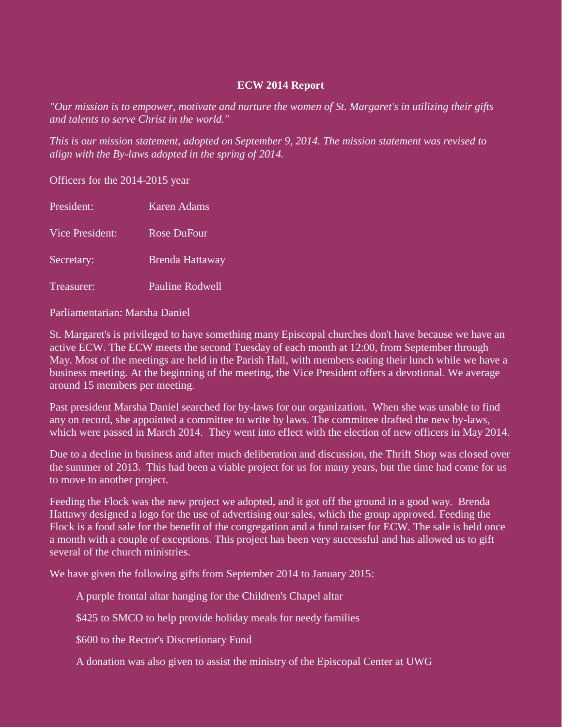**ECW 2014 Report**

*"Our mission is to empower, motivate and nurture the women of St. Margaret's in utilizing their gifts and talents to serve Christ in the world."*

*This is our mission statement, adopted on September 9, 2014. The mission statement was revised to align with the By-laws adopted in the spring of 2014.*

Officers for the 2014-2015 year

| | |
|---|---|
| President: | Karen Adams |
| Vice President: | Rose DuFour |
| Secretary: | Brenda Hattaway |
| Treasurer: | Pauline Rodwell |

Parliamentarian: Marsha Daniel

St. Margaret's is privileged to have something many Episcopal churches don't have because we have an active ECW. The ECW meets the second Tuesday of each month at 12:00, from September through May. Most of the meetings are held in the Parish Hall, with members eating their lunch while we have a business meeting. At the beginning of the meeting, the Vice President offers a devotional. We average around 15 members per meeting.

Past president Marsha Daniel searched for by-laws for our organization. When she was unable to find any on record, she appointed a committee to write by laws. The committee drafted the new by-laws, which were passed in March 2014. They went into effect with the election of new officers in May 2014.

Due to a decline in business and after much deliberation and discussion, the Thrift Shop was closed over the summer of 2013. This had been a viable project for us for many years, but the time had come for us to move to another project.

Feeding the Flock was the new project we adopted, and it got off the ground in a good way. Brenda Hattawy designed a logo for the use of advertising our sales, which the group approved. Feeding the Flock is a food sale for the benefit of the congregation and a fund raiser for ECW. The sale is held once a month with a couple of exceptions. This project has been very successful and has allowed us to gift several of the church ministries.

We have given the following gifts from September 2014 to January 2015:

- A purple frontal altar hanging for the Children's Chapel altar
- $425 to SMCO to help provide holiday meals for needy families
- $600 to the Rector's Discretionary Fund
- A donation was also given to assist the ministry of the Episcopal Center at UWG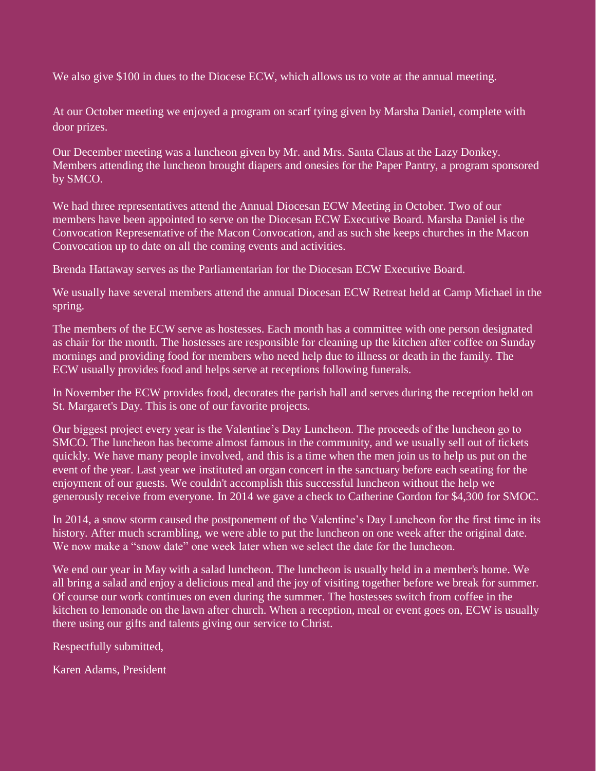We also give $100 in dues to the Diocese ECW, which allows us to vote at the annual meeting.

At our October meeting we enjoyed a program on scarf tying given by Marsha Daniel, complete with door prizes.

Our December meeting was a luncheon given by Mr. and Mrs. Santa Claus at the Lazy Donkey. Members attending the luncheon brought diapers and onesies for the Paper Pantry, a program sponsored by SMCO.

We had three representatives attend the Annual Diocesan ECW Meeting in October. Two of our members have been appointed to serve on the Diocesan ECW Executive Board. Marsha Daniel is the Convocation Representative of the Macon Convocation, and as such she keeps churches in the Macon Convocation up to date on all the coming events and activities.

Brenda Hattaway serves as the Parliamentarian for the Diocesan ECW Executive Board.

We usually have several members attend the annual Diocesan ECW Retreat held at Camp Michael in the spring.

The members of the ECW serve as hostesses. Each month has a committee with one person designated as chair for the month. The hostesses are responsible for cleaning up the kitchen after coffee on Sunday mornings and providing food for members who need help due to illness or death in the family. The ECW usually provides food and helps serve at receptions following funerals.

In November the ECW provides food, decorates the parish hall and serves during the reception held on St. Margaret's Day. This is one of our favorite projects.

Our biggest project every year is the Valentine's Day Luncheon. The proceeds of the luncheon go to SMCO. The luncheon has become almost famous in the community, and we usually sell out of tickets quickly. We have many people involved, and this is a time when the men join us to help us put on the event of the year. Last year we instituted an organ concert in the sanctuary before each seating for the enjoyment of our guests. We couldn't accomplish this successful luncheon without the help we generously receive from everyone. In 2014 we gave a check to Catherine Gordon for $4,300 for SMOC.

In 2014, a snow storm caused the postponement of the Valentine's Day Luncheon for the first time in its history. After much scrambling, we were able to put the luncheon on one week after the original date. We now make a "snow date" one week later when we select the date for the luncheon.

We end our year in May with a salad luncheon. The luncheon is usually held in a member's home. We all bring a salad and enjoy a delicious meal and the joy of visiting together before we break for summer. Of course our work continues on even during the summer. The hostesses switch from coffee in the kitchen to lemonade on the lawn after church. When a reception, meal or event goes on, ECW is usually there using our gifts and talents giving our service to Christ.

Respectfully submitted,

Karen Adams, President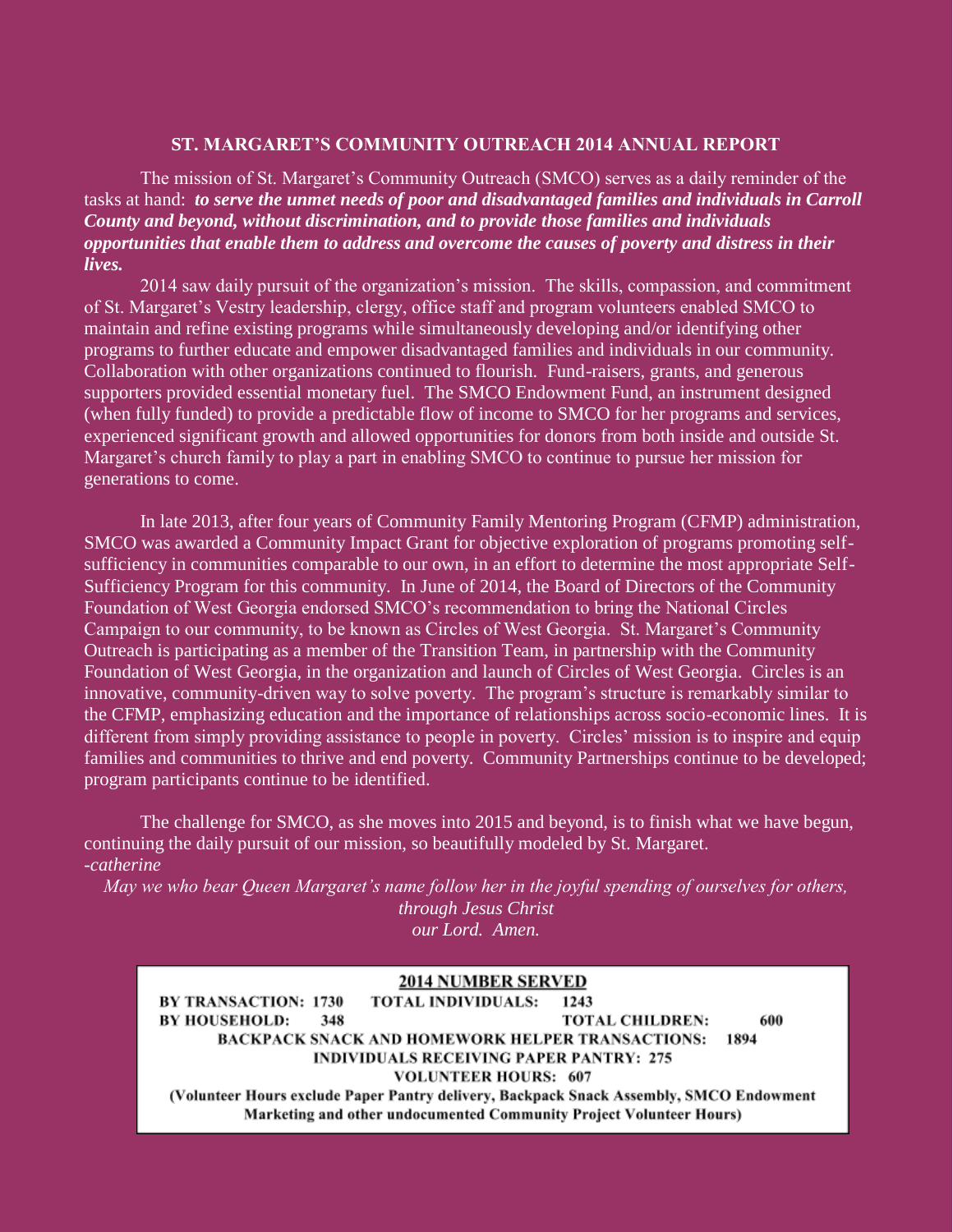# ST. MARGARET'S COMMUNITY OUTREACH 2014 ANNUAL REPORT

The mission of St. Margaret's Community Outreach (SMCO) serves as a daily reminder of the tasks at hand: ***to serve the unmet needs of poor and disadvantaged families and individuals in Carroll County and beyond, without discrimination, and to provide those families and individuals opportunities that enable them to address and overcome the causes of poverty and distress in their lives.***

2014 saw daily pursuit of the organization's mission. The skills, compassion, and commitment of St. Margaret's Vestry leadership, clergy, office staff and program volunteers enabled SMCO to maintain and refine existing programs while simultaneously developing and/or identifying other programs to further educate and empower disadvantaged families and individuals in our community. Collaboration with other organizations continued to flourish. Fund-raisers, grants, and generous supporters provided essential monetary fuel. The SMCO Endowment Fund, an instrument designed (when fully funded) to provide a predictable flow of income to SMCO for her programs and services, experienced significant growth and allowed opportunities for donors from both inside and outside St. Margaret's church family to play a part in enabling SMCO to continue to pursue her mission for generations to come.

In late 2013, after four years of Community Family Mentoring Program (CFMP) administration, SMCO was awarded a Community Impact Grant for objective exploration of programs promoting self-sufficiency in communities comparable to our own, in an effort to determine the most appropriate Self-Sufficiency Program for this community. In June of 2014, the Board of Directors of the Community Foundation of West Georgia endorsed SMCO's recommendation to bring the National Circles Campaign to our community, to be known as Circles of West Georgia. St. Margaret's Community Outreach is participating as a member of the Transition Team, in partnership with the Community Foundation of West Georgia, in the organization and launch of Circles of West Georgia. Circles is an innovative, community-driven way to solve poverty. The program's structure is remarkably similar to the CFMP, emphasizing education and the importance of relationships across socio-economic lines. It is different from simply providing assistance to people in poverty. Circles' mission is to inspire and equip families and communities to thrive and end poverty. Community Partnerships continue to be developed; program participants continue to be identified.

The challenge for SMCO, as she moves into 2015 and beyond, is to finish what we have begun, continuing the daily pursuit of our mission, so beautifully modeled by St. Margaret.
*-catherine*

*May we who bear Queen Margaret's name follow her in the joyful spending of ourselves for others, through Jesus Christ our Lord. Amen.*

**2014 NUMBER SERVED**

**BY TRANSACTION: 1730 TOTAL INDIVIDUALS: 1243**

**BY HOUSEHOLD: 348 TOTAL CHILDREN: 600**

**BACKPACK SNACK AND HOMEWORK HELPER TRANSACTIONS: 1894**

**INDIVIDUALS RECEIVING PAPER PANTRY: 275**

**VOLUNTEER HOURS: 607**

**(Volunteer Hours exclude Paper Pantry delivery, Backpack Snack Assembly, SMCO Endowment Marketing and other undocumented Community Project Volunteer Hours)**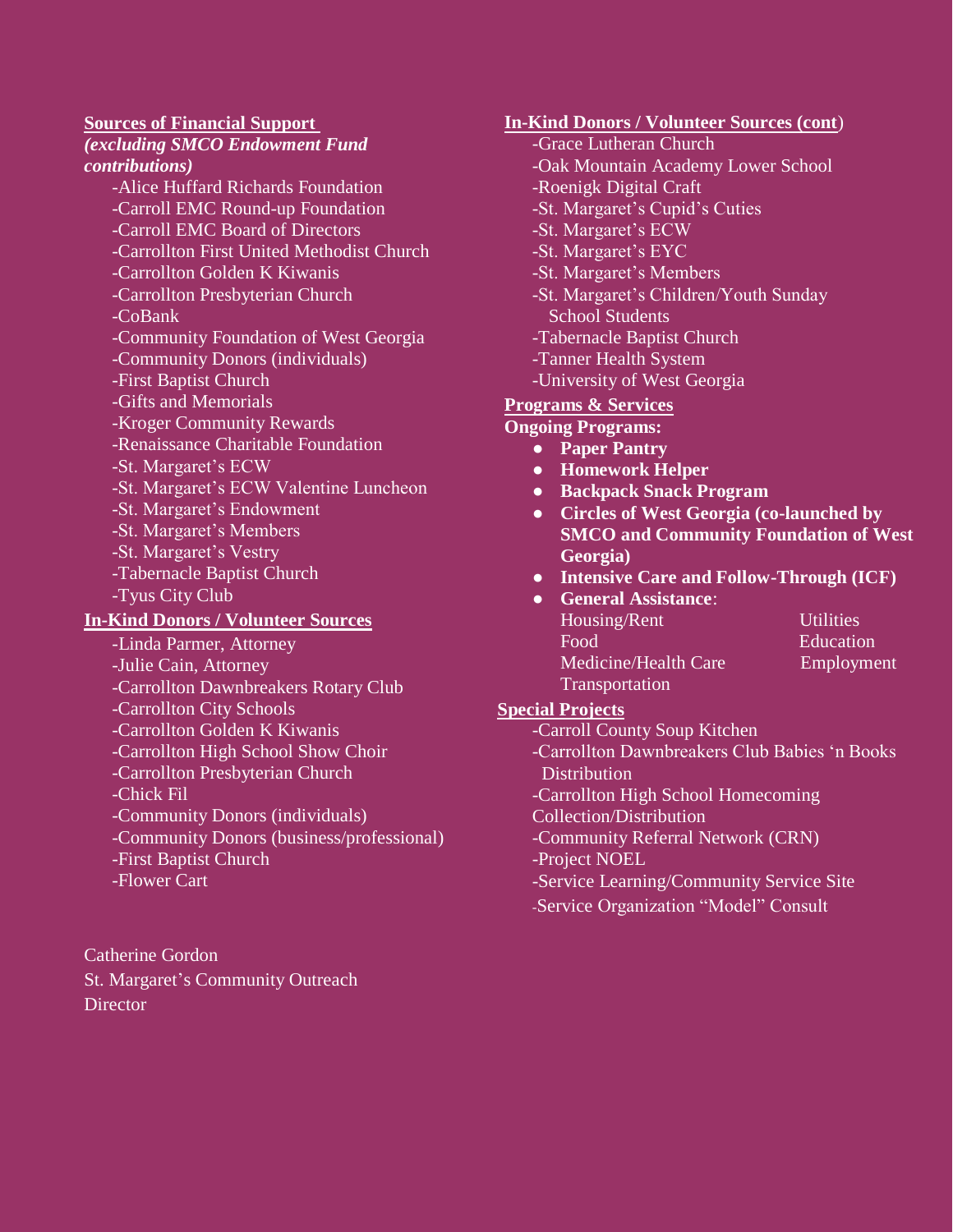**Sources of Financial Support**
***(excluding SMCO Endowment Fund contributions)***

- -Alice Huffard Richards Foundation
- -Carroll EMC Round-up Foundation
- -Carroll EMC Board of Directors
- -Carrollton First United Methodist Church
- -Carrollton Golden K Kiwanis
- -Carrollton Presbyterian Church
- -CoBank
- -Community Foundation of West Georgia
- -Community Donors (individuals)
- -First Baptist Church
- -Gifts and Memorials
- -Kroger Community Rewards
- -Renaissance Charitable Foundation
- -St. Margaret's ECW
- -St. Margaret's ECW Valentine Luncheon
- -St. Margaret's Endowment
- -St. Margaret's Members
- -St. Margaret's Vestry
- -Tabernacle Baptist Church
- -Tyus City Club

**In-Kind Donors / Volunteer Sources**

- -Linda Parmer, Attorney
- -Julie Cain, Attorney
- -Carrollton Dawnbreakers Rotary Club
- -Carrollton City Schools
- -Carrollton Golden K Kiwanis
- -Carrollton High School Show Choir
- -Carrollton Presbyterian Church
- -Chick Fil
- -Community Donors (individuals)
- -Community Donors (business/professional)
- -First Baptist Church
- -Flower Cart

Catherine Gordon
St. Margaret's Community Outreach Director

**In-Kind Donors / Volunteer Sources (cont)**

- -Grace Lutheran Church
- -Oak Mountain Academy Lower School
- -Roenigk Digital Craft
- -St. Margaret's Cupid's Cuties
- -St. Margaret's ECW
- -St. Margaret's EYC
- -St. Margaret's Members
- -St. Margaret's Children/Youth Sunday School Students
- -Tabernacle Baptist Church
- -Tanner Health System
- -University of West Georgia

**Programs & Services**

**Ongoing Programs:**

- **Paper Pantry**
- **Homework Helper**
- **Backpack Snack Program**
- **Circles of West Georgia (co-launched by SMCO and Community Foundation of West Georgia)**
- **Intensive Care and Follow-Through (ICF)**
- **General Assistance**:
  - Housing/Rent
  - Utilities
  - Food
  - Education
  - Medicine/Health Care
  - Employment
  - Transportation

**Special Projects**

- -Carroll County Soup Kitchen
- -Carrollton Dawnbreakers Club Babies 'n Books Distribution
- -Carrollton High School Homecoming Collection/Distribution
- -Community Referral Network (CRN)
- -Project NOEL
- -Service Learning/Community Service Site
- -Service Organization "Model" Consult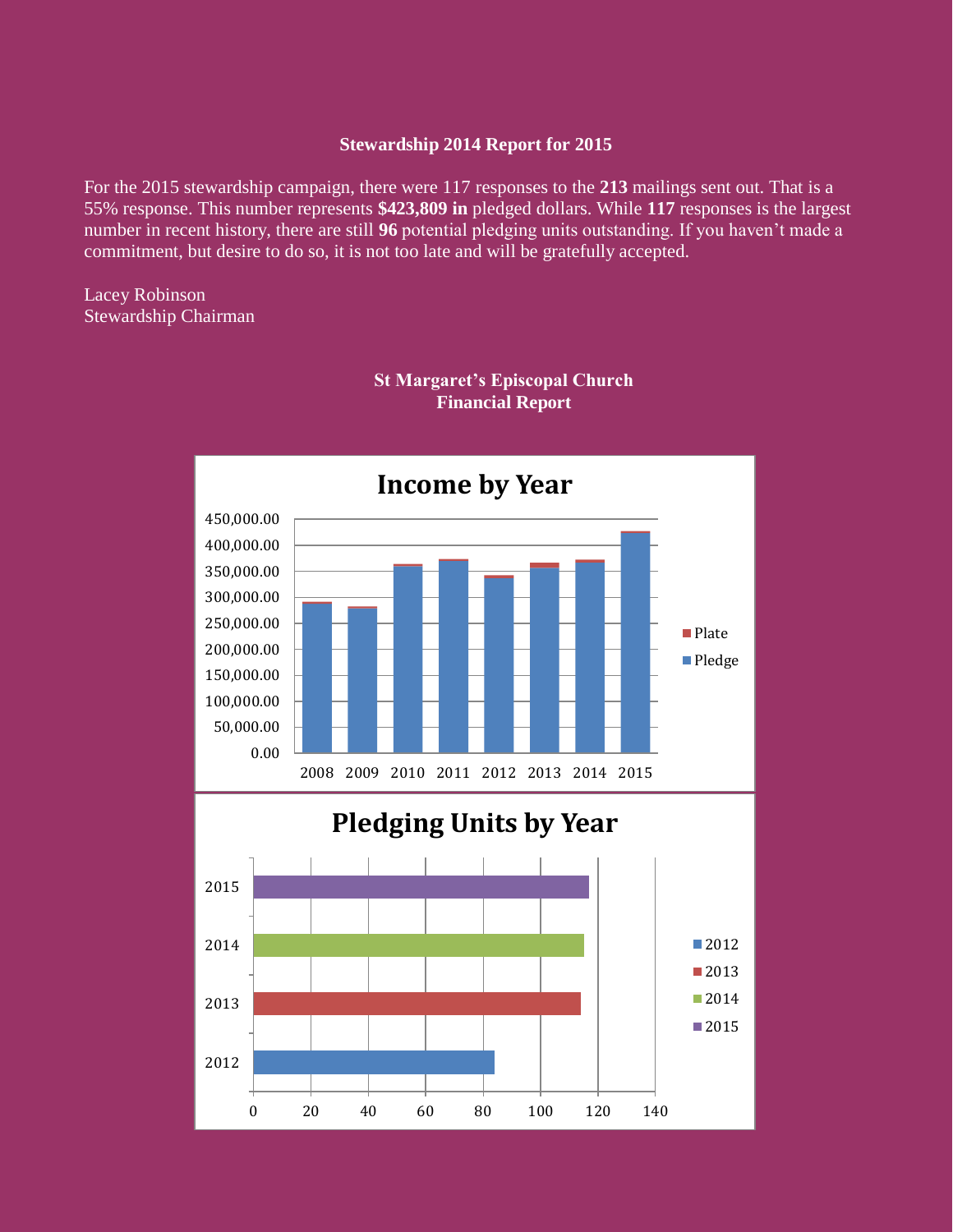**Stewardship 2014 Report for 2015**

For the 2015 stewardship campaign, there were 117 responses to the **213** mailings sent out. That is a 55% response. This number represents **$423,809 in** pledged dollars. While **117** responses is the largest number in recent history, there are still **96** potential pledging units outstanding. If you haven't made a commitment, but desire to do so, it is not too late and will be gratefully accepted.

Lacey Robinson
Stewardship Chairman

**St Margaret's Episcopal Church**
**Financial Report**

Income by Year

450,000.00
400,000.00
350,000.00
300,000.00
250,000.00
200,000.00
150,000.00
100,000.00
50,000.00
0.00

2008 2009 2010 2011 2012 2013 2014 2015

Plate
Pledge

Pledging Units by Year

2015
2014
2013
2012

0 20 40 60 80 100 120 140

2012
2013
2014
2015